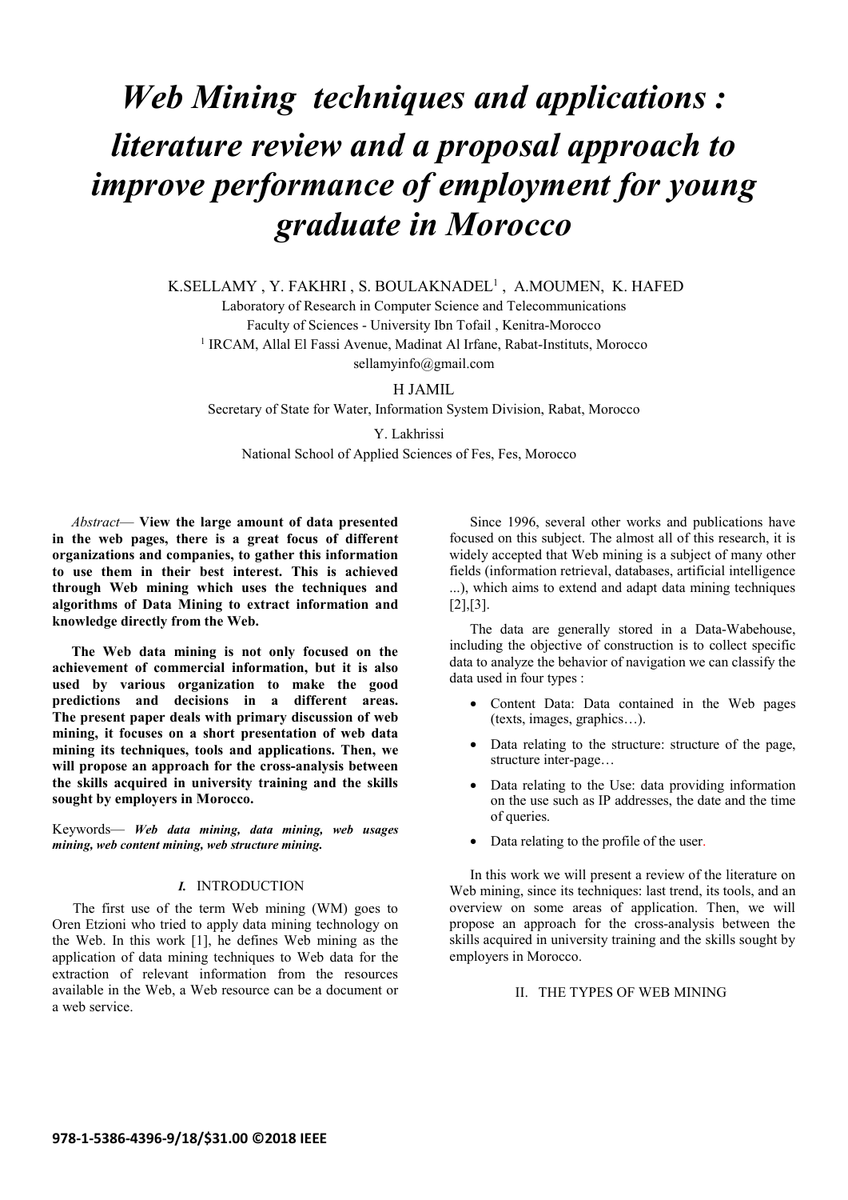# *Web Mining techniques and applications : literature review and a proposal approach to improve performance of employment for young graduate in Morocco*

K.SELLAMY , Y. FAKHRI , S. BOULAKNADEL[1] , A.MOUMEN, K. HAFED

Laboratory of Research in Computer Science and Telecommunications
Faculty of Sciences - University Ibn Tofail , Kenitra-Morocco
[1] IRCAM, Allal El Fassi Avenue, Madinat Al Irfane, Rabat-Instituts, Morocco
sellamyinfo@gmail.com

H JAMIL

Secretary of State for Water, Information System Division, Rabat, Morocco

Y. Lakhrissi

National School of Applied Sciences of Fes, Fes, Morocco

*Abstract*— **View the large amount of data presented in the web pages, there is a great focus of different organizations and companies, to gather this information to use them in their best interest. This is achieved through Web mining which uses the techniques and algorithms of Data Mining to extract information and knowledge directly from the Web.**

**The Web data mining is not only focused on the achievement of commercial information, but it is also used by various organization to make the good predictions and decisions in a different areas. The present paper deals with primary discussion of web mining, it focuses on a short presentation of web data mining its techniques, tools and applications. Then, we will propose an approach for the cross-analysis between the skills acquired in university training and the skills sought by employers in Morocco.**

Keywords— ***Web data mining, data mining, web usages mining, web content mining, web structure mining.***

## *I.* INTRODUCTION

The first use of the term Web mining (WM) goes to Oren Etzioni who tried to apply data mining technology on the Web. In this work [1], he defines Web mining as the application of data mining techniques to Web data for the extraction of relevant information from the resources available in the Web, a Web resource can be a document or a web service.

Since 1996, several other works and publications have focused on this subject. The almost all of this research, it is widely accepted that Web mining is a subject of many other fields (information retrieval, databases, artificial intelligence ...), which aims to extend and adapt data mining techniques [2],[3].

The data are generally stored in a Data-Wabehouse, including the objective of construction is to collect specific data to analyze the behavior of navigation we can classify the data used in four types :

- Content Data: Data contained in the Web pages (texts, images, graphics…).
- Data relating to the structure: structure of the page, structure inter-page…
- Data relating to the Use: data providing information on the use such as IP addresses, the date and the time of queries.
- Data relating to the profile of the user.

In this work we will present a review of the literature on Web mining, since its techniques: last trend, its tools, and an overview on some areas of application. Then, we will propose an approach for the cross-analysis between the skills acquired in university training and the skills sought by employers in Morocco.

## II. THE TYPES OF WEB MINING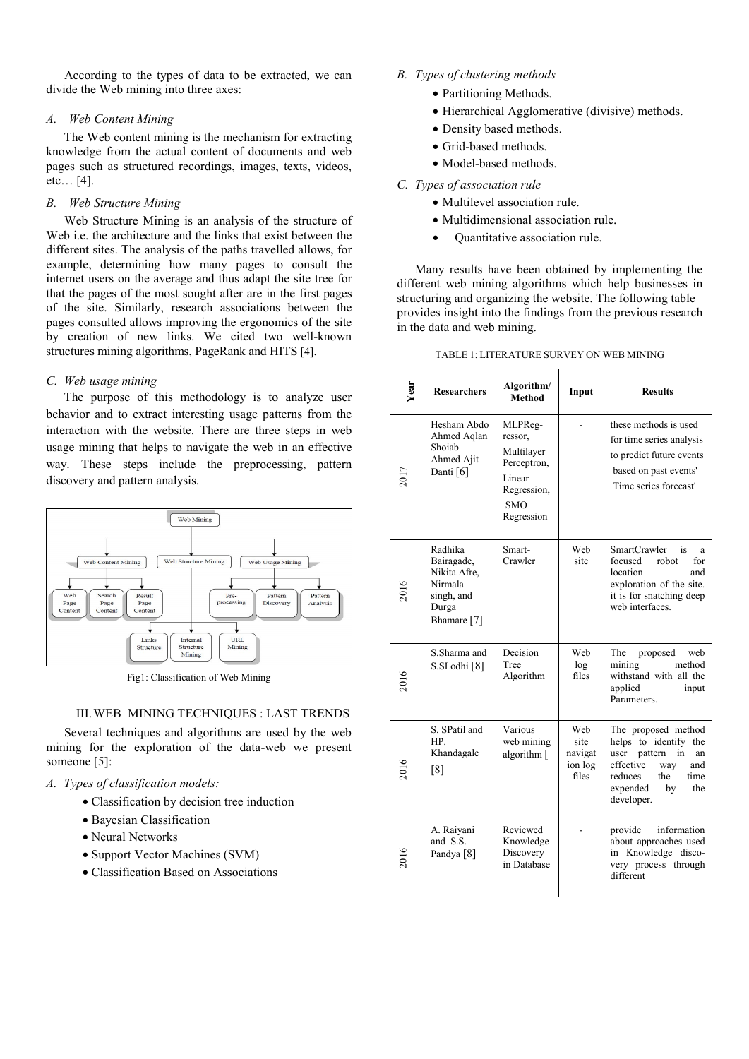According to the types of data to be extracted, we can divide the Web mining into three axes:

### *A. Web Content Mining*

The Web content mining is the mechanism for extracting knowledge from the actual content of documents and web pages such as structured recordings, images, texts, videos, etc… [4].

### *B. Web Structure Mining*

Web Structure Mining is an analysis of the structure of Web i.e. the architecture and the links that exist between the different sites. The analysis of the paths travelled allows, for example, determining how many pages to consult the internet users on the average and thus adapt the site tree for that the pages of the most sought after are in the first pages of the site. Similarly, research associations between the pages consulted allows improving the ergonomics of the site by creation of new links. We cited two well-known structures mining algorithms, PageRank and HITS [4].

### *C. Web usage mining*

The purpose of this methodology is to analyze user behavior and to extract interesting usage patterns from the interaction with the website. There are three steps in web usage mining that helps to navigate the web in an effective way. These steps include the preprocessing, pattern discovery and pattern analysis.

Web Mining

Web Content Mining | Web Structure Mining | Web Usage Mining

Web Page Content | Search Page Content | Result Page Content | Pre-processing | Pattern Discovery | Pattern Analysis

Links Structure | Internal Structure Mining | URL Mining

Fig1: Classification of Web Mining

## III. WEB MINING TECHNIQUES : LAST TRENDS

Several techniques and algorithms are used by the web mining for the exploration of the data-web we present someone [5]:

### *A. Types of classification models:*

- Classification by decision tree induction
- Bayesian Classification
- Neural Networks
- Support Vector Machines (SVM)
- Classification Based on Associations

### *B. Types of clustering methods*

- Partitioning Methods.
- Hierarchical Agglomerative (divisive) methods.
- Density based methods.
- Grid-based methods.
- Model-based methods.

### *C. Types of association rule*

- Multilevel association rule.
- Multidimensional association rule.
- Quantitative association rule.

Many results have been obtained by implementing the different web mining algorithms which help businesses in structuring and organizing the website. The following table provides insight into the findings from the previous research in the data and web mining.

TABLE 1: LITERATURE SURVEY ON WEB MINING

| Year | Researchers | Algorithm/ Method | Input | Results |
|---|---|---|---|---|
| 2017 | Hesham Abdo Ahmed Aqlan Shoiab Ahmed Ajit Danti [6] | MLPReg-ressor, Multilayer Perceptron, Linear Regression, SMO Regression | - | these methods is used for time series analysis to predict future events based on past events' Time series forecast' |
| 2016 | Radhika Bairagade, Nikita Afre, Nirmala singh, and Durga Bhamare [7] | Smart-Crawler | Web site | SmartCrawler is a focused robot for location and exploration of the site. it is for snatching deep web interfaces. |
| 2016 | S.Sharma and S.SLodhi [8] | Decision Tree Algorithm | Web log files | The proposed web mining method withstand with all the applied input Parameters. |
| 2016 | S. SPatil and HP. Khandagale [8] | Various web mining algorithm [ | Web site navigation log files | The proposed method helps to identify the user pattern in an effective way and reduces the time expended by the developer. |
| 2016 | A. Raiyani and S.S. Pandya [8] | Reviewed Knowledge Discovery in Database | - | provide information about approaches used in Knowledge discovery process through different |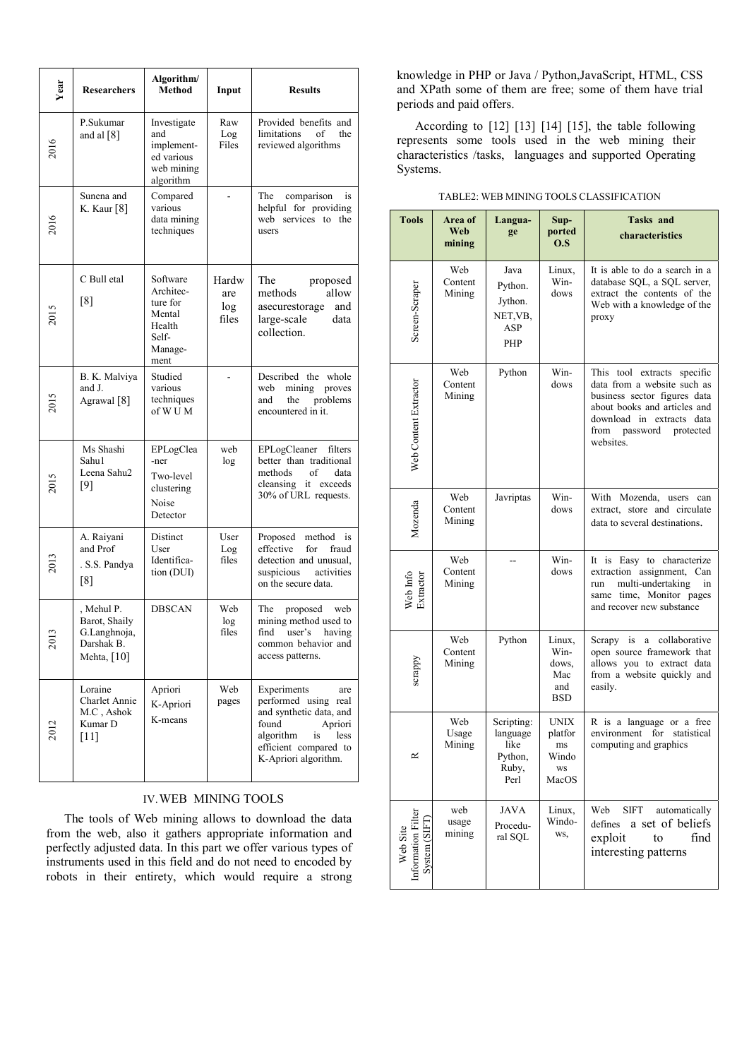| Year | Researchers | Algorithm/ Method | Input | Results |
|---|---|---|---|---|
| 2016 | P.Sukumar and al [8] | Investigate and implement-ed various web mining algorithm | Raw Log Files | Provided benefits and limitations of the reviewed algorithms |
| 2016 | Sunena and K. Kaur [8] | Compared various data mining techniques | - | The comparison is helpful for providing web services to the users |
| 2015 | C Bull etal [8] | Software Architec-ture for Mental Health Self-Manage-ment | Hardware log files | The proposed methods allow asecurestorage and large-scale data collection. |
| 2015 | B. K. Malviya and J. Agrawal [8] | Studied various techniques of W U M | - | Described the whole web mining proves and the problems encountered in it. |
| 2015 | Ms Shashi Sahu1 Leena Sahu2 [9] | EPLogClea-ner Two-level clustering Noise Detector | web log | EPLogCleaner filters better than traditional methods of data cleansing it exceeds 30% of URL requests. |
| 2013 | A. Raiyani and Prof . S.S. Pandya [8] | Distinct User Identifica-tion (DUI) | User Log files | Proposed method is effective for fraud detection and unusual, suspicious activities on the secure data. |
| 2013 | , Mehul P. Barot, Shaily G.Langhnoja, Darshak B. Mehta, [10] | DBSCAN | Web log files | The proposed web mining method used to find user's having common behavior and access patterns. |
| 2012 | Loraine Charlet Annie M.C , Ashok Kumar D [11] | Apriori K-Apriori K-means | Web pages | Experiments are performed using real and synthetic data, and found Apriori algorithm is less efficient compared to K-Apriori algorithm. |

## IV. WEB MINING TOOLS

The tools of Web mining allows to download the data from the web, also it gathers appropriate information and perfectly adjusted data. In this part we offer various types of instruments used in this field and do not need to encoded by robots in their entirety, which would require a strong knowledge in PHP or Java / Python,JavaScript, HTML, CSS and XPath some of them are free; some of them have trial periods and paid offers.

According to [12] [13] [14] [15], the table following represents some tools used in the web mining their characteristics /tasks, languages and supported Operating Systems.

TABLE2: WEB MINING TOOLS CLASSIFICATION

| Tools | Area of Web mining | Langua-ge | Sup-ported O.S | Tasks and characteristics |
|---|---|---|---|---|
| Screen-Scraper | Web Content Mining | Java Python. Jython. NET,VB, ASP PHP | Linux, Win-dows | It is able to do a search in a database SQL, a SQL server, extract the contents of the Web with a knowledge of the proxy |
| Web Content Extractor | Web Content Mining | Python | Win-dows | This tool extracts specific data from a website such as business sector figures data about books and articles and download in extracts data from password protected websites. |
| Mozenda | Web Content Mining | Javriptas | Win-dows | With Mozenda, users can extract, store and circulate data to several destinations. |
| Web Info Extractor | Web Content Mining | -- | Win-dows | It is Easy to characterize extraction assignment, Can run multi-undertaking in same time, Monitor pages and recover new substance |
| scrappy | Web Content Mining | Python | Linux, Win-dows, Mac and BSD | Scrapy is a collaborative open source framework that allows you to extract data from a website quickly and easily. |
| R | Web Usage Mining | Scripting: language like Python, Ruby, Perl | UNIX platforms Windows MacOS | R is a language or a free environment for statistical computing and graphics |
| Web Site Information Filter System (SIFT) | web usage mining | JAVA Procedu-ral SQL | Linux, Windo-ws, | Web SIFT automatically defines a set of beliefs exploit to find interesting patterns |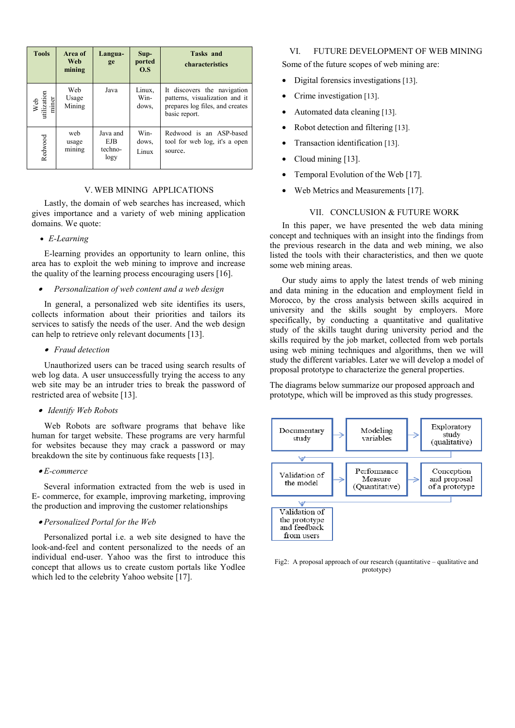| Tools | Area of Web mining | Langua-ge | Sup-ported O.S | Tasks and characteristics |
|---|---|---|---|---|
| Web utilization miner | Web Usage Mining | Java | Linux, Win-dows, | It discovers the navigation patterns, visualization and it prepares log files, and creates basic report. |
| Redwood | web usage mining | Java and EJB techno-logy | Win-dows, Linux | Redwood is an ASP-based tool for web log, it's a open source. |

## V. WEB MINING APPLICATIONS

Lastly, the domain of web searches has increased, which gives importance and a variety of web mining application domains. We quote:

- *E-Learning*

E-learning provides an opportunity to learn online, this area has to exploit the web mining to improve and increase the quality of the learning process encouraging users [16].

- *Personalization of web content and a web design*

In general, a personalized web site identifies its users, collects information about their priorities and tailors its services to satisfy the needs of the user. And the web design can help to retrieve only relevant documents [13].

- *Fraud detection*

Unauthorized users can be traced using search results of web log data. A user unsuccessfully trying the access to any web site may be an intruder tries to break the password of restricted area of website [13].

- *Identify Web Robots*

Web Robots are software programs that behave like human for target website. These programs are very harmful for websites because they may crack a password or may breakdown the site by continuous fake requests [13].

- *E-commerce*

Several information extracted from the web is used in E- commerce, for example, improving marketing, improving the production and improving the customer relationships

- *Personalized Portal for the Web*

Personalized portal i.e. a web site designed to have the look-and-feel and content personalized to the needs of an individual end-user. Yahoo was the first to introduce this concept that allows us to create custom portals like Yodlee which led to the celebrity Yahoo website [17].

## VI. FUTURE DEVELOPMENT OF WEB MINING

Some of the future scopes of web mining are:

- Digital forensics investigations [13].
- Crime investigation [13].
- Automated data cleaning [13].
- Robot detection and filtering [13].
- Transaction identification [13].
- Cloud mining [13].
- Temporal Evolution of the Web [17].
- Web Metrics and Measurements [17].

## VII. CONCLUSION & FUTURE WORK

In this paper, we have presented the web data mining concept and techniques with an insight into the findings from the previous research in the data and web mining, we also listed the tools with their characteristics, and then we quote some web mining areas.

Our study aims to apply the latest trends of web mining and data mining in the education and employment field in Morocco, by the cross analysis between skills acquired in university and the skills sought by employers. More specifically, by conducting a quantitative and qualitative study of the skills taught during university period and the skills required by the job market, collected from web portals using web mining techniques and algorithms, then we will study the different variables. Later we will develop a model of proposal prototype to characterize the general properties.

The diagrams below summarize our proposed approach and prototype, which will be improved as this study progresses.

Documentary study → Modeling variables → Exploratory study (qualitative) → Validation of the model → Performance Measure (Quantitative) → Conception and proposal of a prototype → Validation of the prototype and feedback from users

Fig2: A proposal approach of our research (quantitative – qualitative and prototype)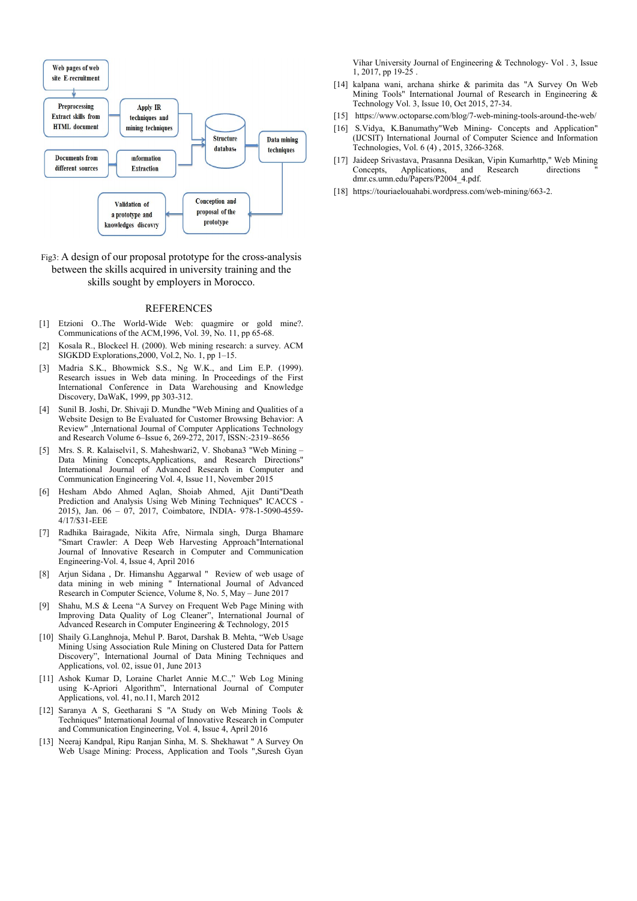Web pages of web site E-recruitment

Preprocessing Extract skills from HTML document

Apply IR techniques and mining techniques

Structure database

Data mining techniques

Documents from different sources

information Extraction

Validation of a prototype and knowledges discovry

Conception and proposal of the prototype

Fig3: A design of our proposal prototype for the cross-analysis between the skills acquired in university training and the skills sought by employers in Morocco.

## REFERENCES

[1] Etzioni O..The World-Wide Web: quagmire or gold mine?. Communications of the ACM,1996, Vol. 39, No. 11, pp 65-68.

[2] Kosala R., Blockeel H. (2000). Web mining research: a survey. ACM SIGKDD Explorations,2000, Vol.2, No. 1, pp 1–15.

[3] Madria S.K., Bhowmick S.S., Ng W.K., and Lim E.P. (1999). Research issues in Web data mining. In Proceedings of the First International Conference in Data Warehousing and Knowledge Discovery, DaWaK, 1999, pp 303-312.

[4] Sunil B. Joshi, Dr. Shivaji D. Mundhe "Web Mining and Qualities of a Website Design to Be Evaluated for Customer Browsing Behavior: A Review" ,International Journal of Computer Applications Technology and Research Volume 6–Issue 6, 269-272, 2017, ISSN:-2319–8656

[5] Mrs. S. R. Kalaiselvi1, S. Maheshwari2, V. Shobana3 "Web Mining – Data Mining Concepts,Applications, and Research Directions" International Journal of Advanced Research in Computer and Communication Engineering Vol. 4, Issue 11, November 2015

[6] Hesham Abdo Ahmed Aqlan, Shoiab Ahmed, Ajit Danti"Death Prediction and Analysis Using Web Mining Techniques" ICACCS - 2015), Jan. 06 – 07, 2017, Coimbatore, INDIA- 978-1-5090-4559-4/17/$31-EEE

[7] Radhika Bairagade, Nikita Afre, Nirmala singh, Durga Bhamare "Smart Crawler: A Deep Web Harvesting Approach"International Journal of Innovative Research in Computer and Communication Engineering-Vol. 4, Issue 4, April 2016

[8] Arjun Sidana , Dr. Himanshu Aggarwal " Review of web usage of data mining in web mining " International Journal of Advanced Research in Computer Science, Volume 8, No. 5, May – June 2017

[9] Shahu, M.S & Leena "A Survey on Frequent Web Page Mining with Improving Data Quality of Log Cleaner", International Journal of Advanced Research in Computer Engineering & Technology, 2015

[10] Shaily G.Langhnoja, Mehul P. Barot, Darshak B. Mehta, "Web Usage Mining Using Association Rule Mining on Clustered Data for Pattern Discovery", International Journal of Data Mining Techniques and Applications, vol. 02, issue 01, June 2013

[11] Ashok Kumar D, Loraine Charlet Annie M.C.," Web Log Mining using K-Apriori Algorithm", International Journal of Computer Applications, vol. 41, no.11, March 2012

[12] Saranya A S, Geetharani S "A Study on Web Mining Tools & Techniques" International Journal of Innovative Research in Computer and Communication Engineering, Vol. 4, Issue 4, April 2016

[13] Neeraj Kandpal, Ripu Ranjan Sinha, M. S. Shekhawat " A Survey On Web Usage Mining: Process, Application and Tools ",Suresh Gyan Vihar University Journal of Engineering & Technology- Vol . 3, Issue 1, 2017, pp 19-25 .

[14] kalpana wani, archana shirke & parimita das "A Survey On Web Mining Tools" International Journal of Research in Engineering & Technology Vol. 3, Issue 10, Oct 2015, 27-34.

[15] https://www.octoparse.com/blog/7-web-mining-tools-around-the-web/

[16] S.Vidya, K.Banumathy"Web Mining- Concepts and Application" (IJCSIT) International Journal of Computer Science and Information Technologies, Vol. 6 (4) , 2015, 3266-3268.

[17] Jaideep Srivastava, Prasanna Desikan, Vipin Kumarhttp," Web Mining Concepts, Applications, and Research directions " dmr.cs.umn.edu/Papers/P2004_4.pdf.

[18] https://touriaelouahabi.wordpress.com/web-mining/663-2.